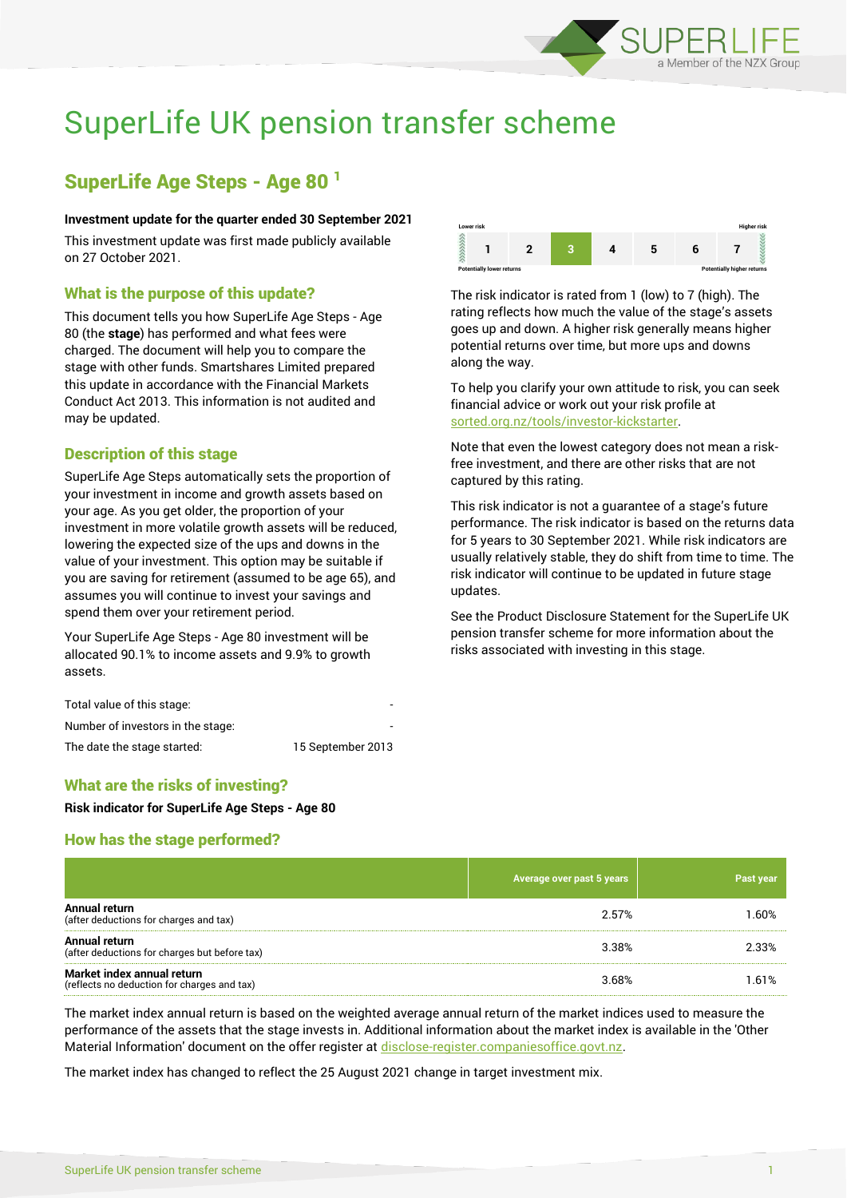# SuperLife UK pension transfer scheme

## SuperLife Age Steps - Age 80 [1]

**Investment update for the quarter ended 30 September 2021**

This investment update was first made publicly available on 27 October 2021.

### What is the purpose of this update?

This document tells you how SuperLife Age Steps - Age 80 (the **stage**) has performed and what fees were charged. The document will help you to compare the stage with other funds. Smartshares Limited prepared this update in accordance with the Financial Markets Conduct Act 2013. This information is not audited and may be updated.

### Description of this stage

SuperLife Age Steps automatically sets the proportion of your investment in income and growth assets based on your age. As you get older, the proportion of your investment in more volatile growth assets will be reduced, lowering the expected size of the ups and downs in the value of your investment. This option may be suitable if you are saving for retirement (assumed to be age 65), and assumes you will continue to invest your savings and spend them over your retirement period.

Your SuperLife Age Steps - Age 80 investment will be allocated 90.1% to income assets and 9.9% to growth assets.

| | |
|---|---|
| Total value of this stage: | - |
| Number of investors in the stage: | - |
| The date the stage started: | 15 September 2013 |

### What are the risks of investing?

**Risk indicator for SuperLife Age Steps - Age 80**

| Lower risk | | | | | | Higher risk |
|---|---|---|---|---|---|---|
| 1 | 2 | **3** | 4 | 5 | 6 | 7 |
| Potentially lower returns | | | | | | Potentially higher returns |

The risk indicator is rated from 1 (low) to 7 (high). The rating reflects how much the value of the stage's assets goes up and down. A higher risk generally means higher potential returns over time, but more ups and downs along the way.

To help you clarify your own attitude to risk, you can seek financial advice or work out your risk profile at sorted.org.nz/tools/investor-kickstarter.

Note that even the lowest category does not mean a risk-free investment, and there are other risks that are not captured by this rating.

This risk indicator is not a guarantee of a stage's future performance. The risk indicator is based on the returns data for 5 years to 30 September 2021. While risk indicators are usually relatively stable, they do shift from time to time. The risk indicator will continue to be updated in future stage updates.

See the Product Disclosure Statement for the SuperLife UK pension transfer scheme for more information about the risks associated with investing in this stage.

### How has the stage performed?

| | Average over past 5 years | Past year |
|---|---|---|
| **Annual return** (after deductions for charges and tax) | 2.57% | 1.60% |
| **Annual return** (after deductions for charges but before tax) | 3.38% | 2.33% |
| **Market index annual return** (reflects no deduction for charges and tax) | 3.68% | 1.61% |

The market index annual return is based on the weighted average annual return of the market indices used to measure the performance of the assets that the stage invests in. Additional information about the market index is available in the 'Other Material Information' document on the offer register at disclose-register.companiesoffice.govt.nz.

The market index has changed to reflect the 25 August 2021 change in target investment mix.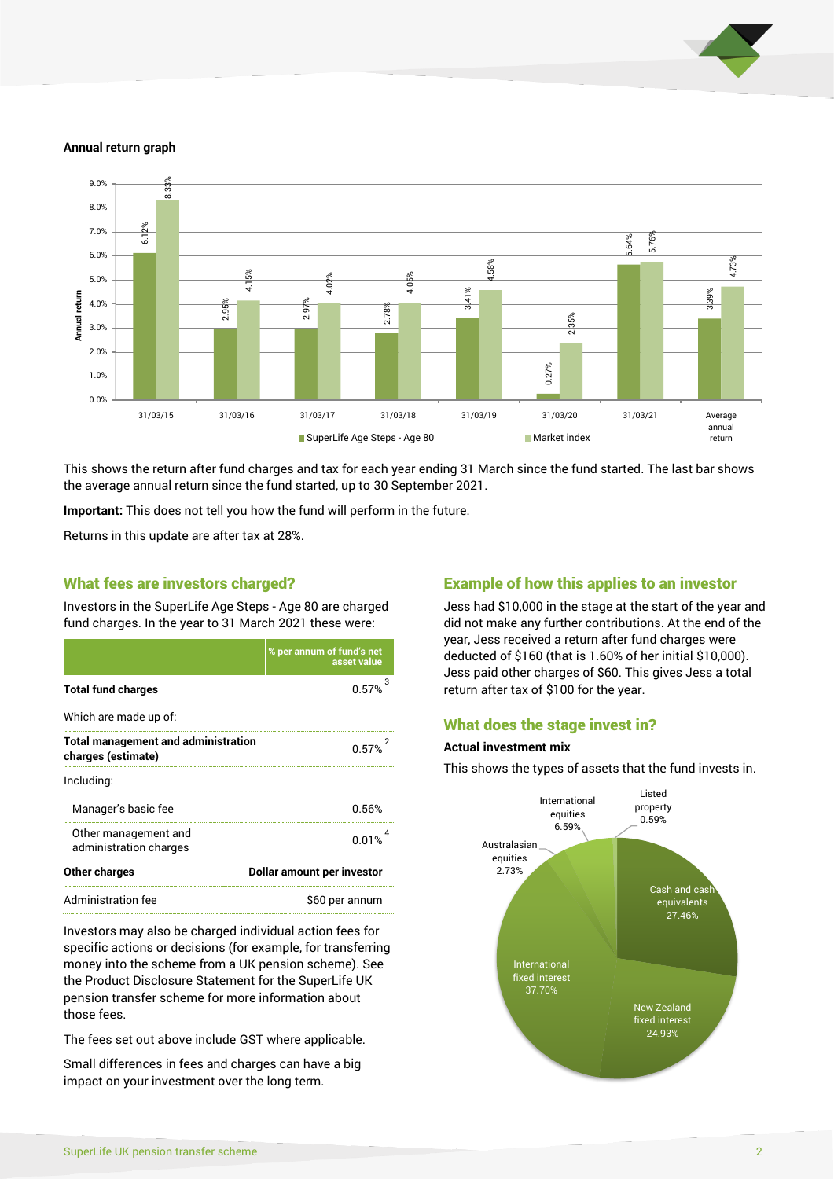**Annual return graph**

| | SuperLife Age Steps - Age 80 | Market index |
|---|---|---|
| 31/03/15 | 6.12% | 8.33% |
| 31/03/16 | 2.95% | 4.15% |
| 31/03/17 | 2.97% | 4.02% |
| 31/03/18 | 2.78% | 4.05% |
| 31/03/19 | 3.41% | 4.58% |
| 31/03/20 | 0.27% | 2.35% |
| 31/03/21 | 5.64% | 5.76% |
| Average annual return | 3.39% | 4.73% |

This shows the return after fund charges and tax for each year ending 31 March since the fund started. The last bar shows the average annual return since the fund started, up to 30 September 2021.

**Important:** This does not tell you how the fund will perform in the future.

Returns in this update are after tax at 28%.

## What fees are investors charged?

Investors in the SuperLife Age Steps - Age 80 are charged fund charges. In the year to 31 March 2021 these were:

| | % per annum of fund's net asset value |
|---|---|
| **Total fund charges** | 0.57% [3] |
| Which are made up of: | |
| **Total management and administration charges (estimate)** | 0.57% [2] |
| Including: | |
| Manager's basic fee | 0.56% |
| Other management and administration charges | 0.01% [4] |
| **Other charges** | **Dollar amount per investor** |
| Administration fee | $60 per annum |

Investors may also be charged individual action fees for specific actions or decisions (for example, for transferring money into the scheme from a UK pension scheme). See the Product Disclosure Statement for the SuperLife UK pension transfer scheme for more information about those fees.

The fees set out above include GST where applicable.

Small differences in fees and charges can have a big impact on your investment over the long term.

## Example of how this applies to an investor

Jess had $10,000 in the stage at the start of the year and did not make any further contributions. At the end of the year, Jess received a return after fund charges were deducted of $160 (that is 1.60% of her initial $10,000). Jess paid other charges of $60. This gives Jess a total return after tax of $100 for the year.

## What does the stage invest in?

**Actual investment mix**

This shows the types of assets that the fund invests in.

| Asset type | % |
|---|---|
| Cash and cash equivalents | 27.46% |
| New Zealand fixed interest | 24.93% |
| International fixed interest | 37.70% |
| Australasian equities | 2.73% |
| International equities | 6.59% |
| Listed property | 0.59% |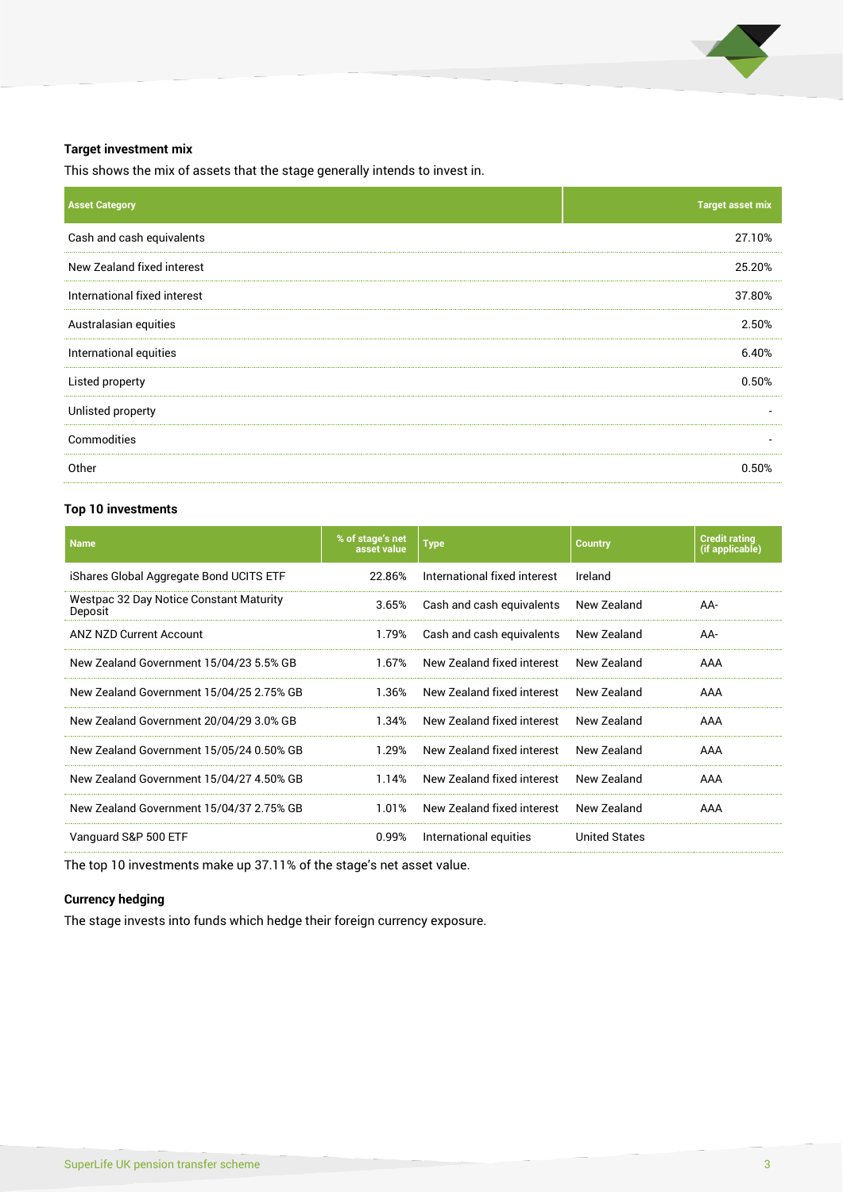### Target investment mix

This shows the mix of assets that the stage generally intends to invest in.

| Asset Category | Target asset mix |
|---|---|
| Cash and cash equivalents | 27.10% |
| New Zealand fixed interest | 25.20% |
| International fixed interest | 37.80% |
| Australasian equities | 2.50% |
| International equities | 6.40% |
| Listed property | 0.50% |
| Unlisted property | - |
| Commodities | - |
| Other | 0.50% |

### Top 10 investments

| Name | % of stage's net asset value | Type | Country | Credit rating (if applicable) |
|---|---|---|---|---|
| iShares Global Aggregate Bond UCITS ETF | 22.86% | International fixed interest | Ireland | |
| Westpac 32 Day Notice Constant Maturity Deposit | 3.65% | Cash and cash equivalents | New Zealand | AA- |
| ANZ NZD Current Account | 1.79% | Cash and cash equivalents | New Zealand | AA- |
| New Zealand Government 15/04/23 5.5% GB | 1.67% | New Zealand fixed interest | New Zealand | AAA |
| New Zealand Government 15/04/25 2.75% GB | 1.36% | New Zealand fixed interest | New Zealand | AAA |
| New Zealand Government 20/04/29 3.0% GB | 1.34% | New Zealand fixed interest | New Zealand | AAA |
| New Zealand Government 15/05/24 0.50% GB | 1.29% | New Zealand fixed interest | New Zealand | AAA |
| New Zealand Government 15/04/27 4.50% GB | 1.14% | New Zealand fixed interest | New Zealand | AAA |
| New Zealand Government 15/04/37 2.75% GB | 1.01% | New Zealand fixed interest | New Zealand | AAA |
| Vanguard S&P 500 ETF | 0.99% | International equities | United States | |

The top 10 investments make up 37.11% of the stage's net asset value.

### Currency hedging

The stage invests into funds which hedge their foreign currency exposure.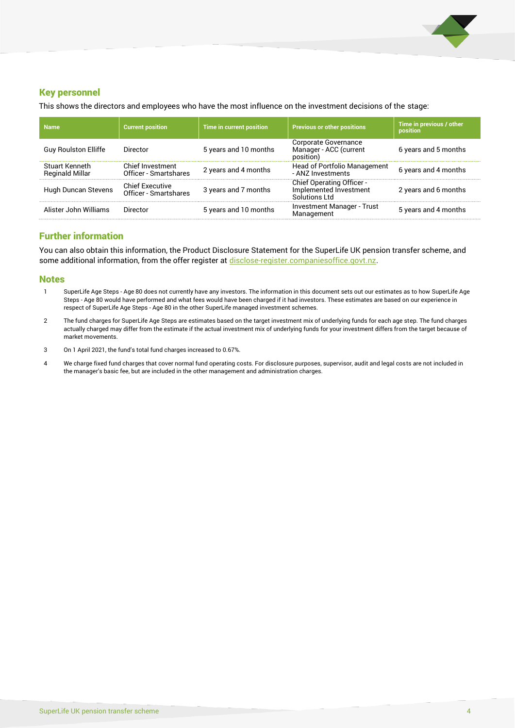## Key personnel

This shows the directors and employees who have the most influence on the investment decisions of the stage:

| Name | Current position | Time in current position | Previous or other positions | Time in previous / other position |
|---|---|---|---|---|
| Guy Roulston Elliffe | Director | 5 years and 10 months | Corporate Governance Manager - ACC (current position) | 6 years and 5 months |
| Stuart Kenneth Reginald Millar | Chief Investment Officer - Smartshares | 2 years and 4 months | Head of Portfolio Management - ANZ Investments | 6 years and 4 months |
| Hugh Duncan Stevens | Chief Executive Officer - Smartshares | 3 years and 7 months | Chief Operating Officer - Implemented Investment Solutions Ltd | 2 years and 6 months |
| Alister John Williams | Director | 5 years and 10 months | Investment Manager - Trust Management | 5 years and 4 months |

## Further information

You can also obtain this information, the Product Disclosure Statement for the SuperLife UK pension transfer scheme, and some additional information, from the offer register at disclose-register.companiesoffice.govt.nz.

## Notes

1. SuperLife Age Steps - Age 80 does not currently have any investors. The information in this document sets out our estimates as to how SuperLife Age Steps - Age 80 would have performed and what fees would have been charged if it had investors. These estimates are based on our experience in respect of SuperLife Age Steps - Age 80 in the other SuperLife managed investment schemes.
2. The fund charges for SuperLife Age Steps are estimates based on the target investment mix of underlying funds for each age step. The fund charges actually charged may differ from the estimate if the actual investment mix of underlying funds for your investment differs from the target because of market movements.
3. On 1 April 2021, the fund's total fund charges increased to 0.67%.
4. We charge fixed fund charges that cover normal fund operating costs. For disclosure purposes, supervisor, audit and legal costs are not included in the manager's basic fee, but are included in the other management and administration charges.